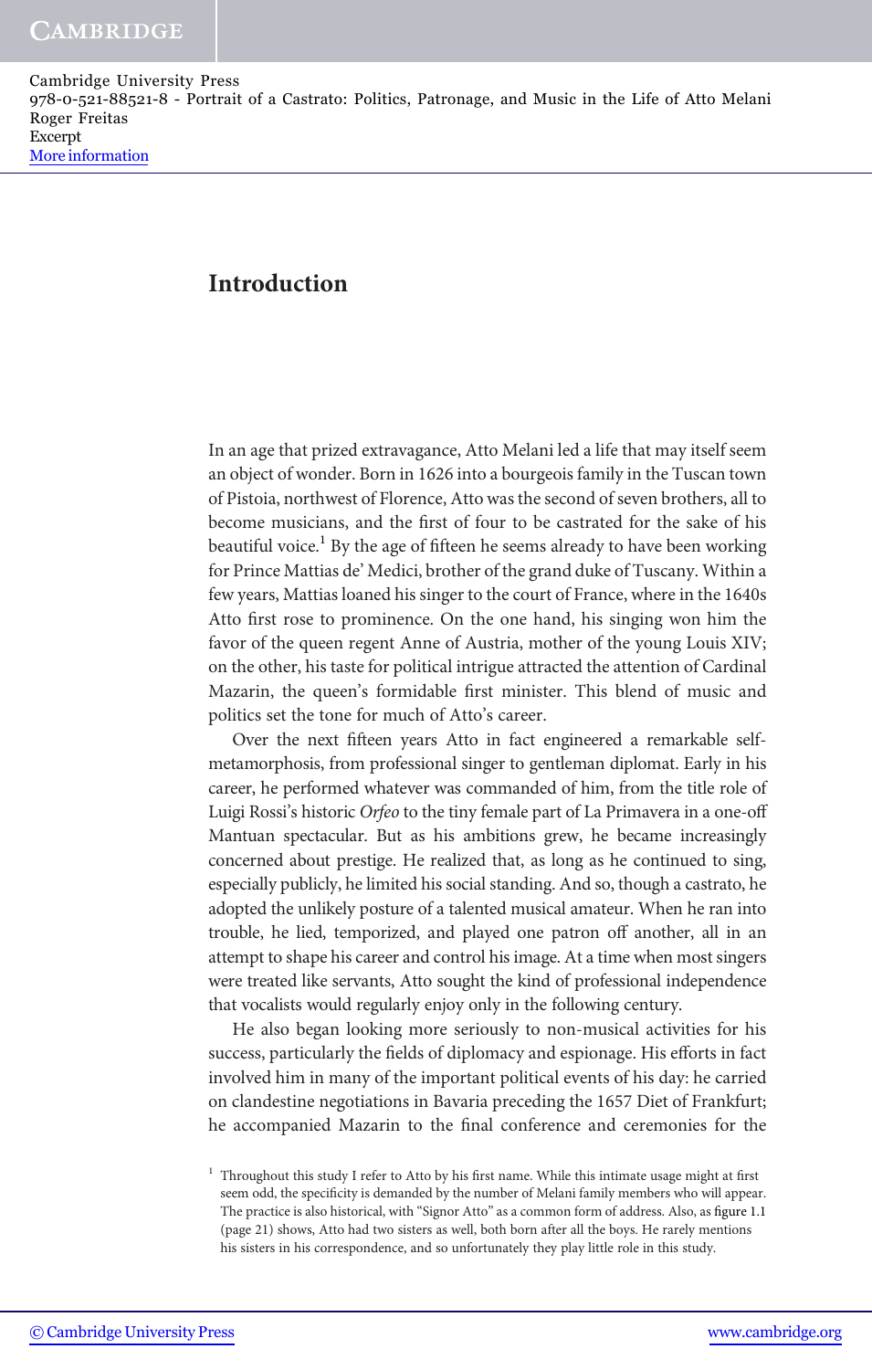# Introduction

In an age that prized extravagance, Atto Melani led a life that may itself seem an object of wonder. Born in 1626 into a bourgeois family in the Tuscan town of Pistoia, northwest of Florence, Atto was the second of seven brothers, all to become musicians, and the first of four to be castrated for the sake of his beautiful voice.[1] By the age of fifteen he seems already to have been working for Prince Mattias de' Medici, brother of the grand duke of Tuscany. Within a few years, Mattias loaned his singer to the court of France, where in the 1640s Atto first rose to prominence. On the one hand, his singing won him the favor of the queen regent Anne of Austria, mother of the young Louis XIV; on the other, his taste for political intrigue attracted the attention of Cardinal Mazarin, the queen's formidable first minister. This blend of music and politics set the tone for much of Atto's career.

Over the next fifteen years Atto in fact engineered a remarkable self-metamorphosis, from professional singer to gentleman diplomat. Early in his career, he performed whatever was commanded of him, from the title role of Luigi Rossi's historic *Orfeo* to the tiny female part of La Primavera in a one-off Mantuan spectacular. But as his ambitions grew, he became increasingly concerned about prestige. He realized that, as long as he continued to sing, especially publicly, he limited his social standing. And so, though a castrato, he adopted the unlikely posture of a talented musical amateur. When he ran into trouble, he lied, temporized, and played one patron off another, all in an attempt to shape his career and control his image. At a time when most singers were treated like servants, Atto sought the kind of professional independence that vocalists would regularly enjoy only in the following century.

He also began looking more seriously to non-musical activities for his success, particularly the fields of diplomacy and espionage. His efforts in fact involved him in many of the important political events of his day: he carried on clandestine negotiations in Bavaria preceding the 1657 Diet of Frankfurt; he accompanied Mazarin to the final conference and ceremonies for the

[1] Throughout this study I refer to Atto by his first name. While this intimate usage might at first seem odd, the specificity is demanded by the number of Melani family members who will appear. The practice is also historical, with "Signor Atto" as a common form of address. Also, as figure 1.1 (page 21) shows, Atto had two sisters as well, both born after all the boys. He rarely mentions his sisters in his correspondence, and so unfortunately they play little role in this study.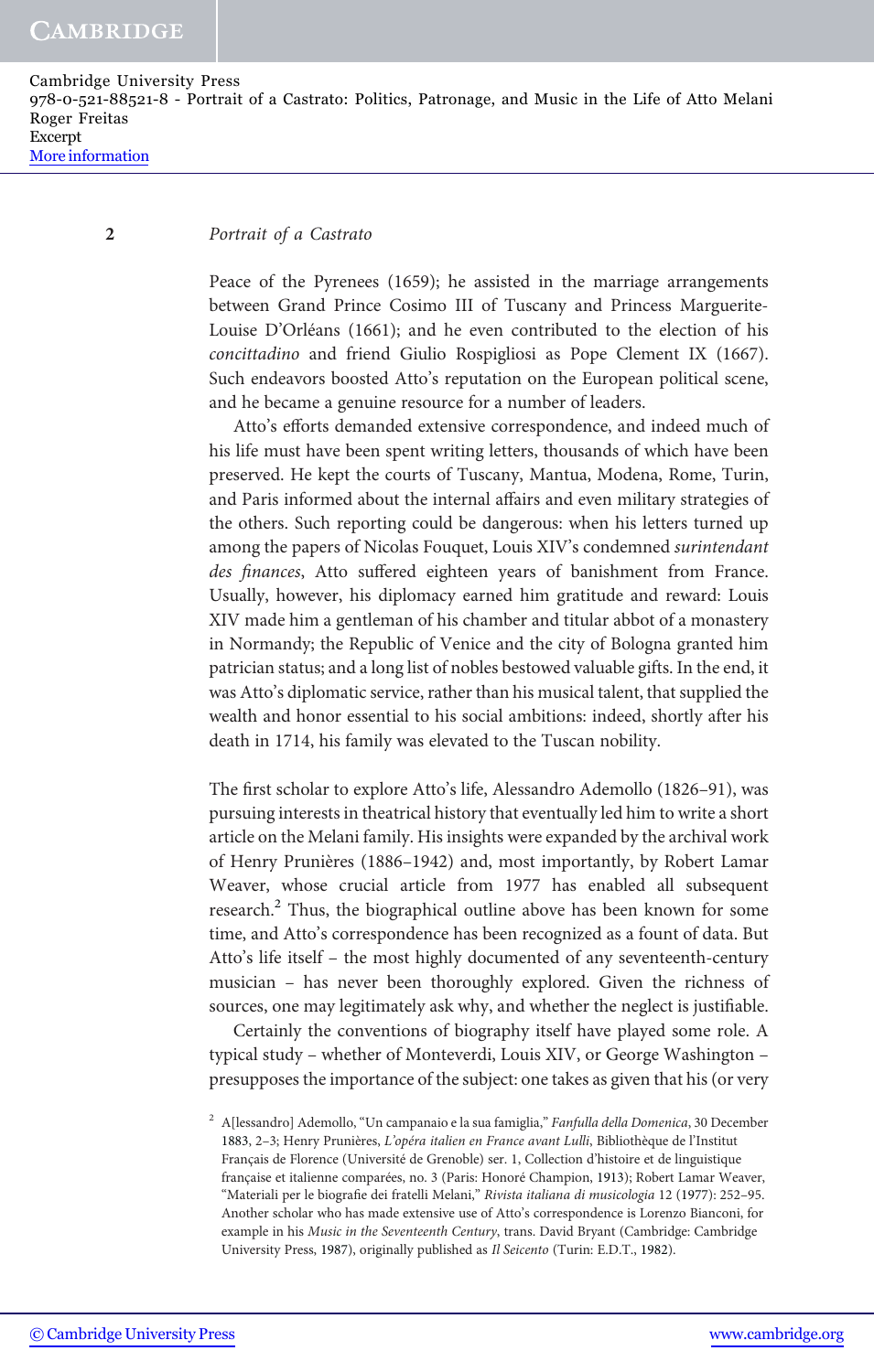Peace of the Pyrenees (1659); he assisted in the marriage arrangements between Grand Prince Cosimo III of Tuscany and Princess Marguerite-Louise D'Orléans (1661); and he even contributed to the election of his *concittadino* and friend Giulio Rospigliosi as Pope Clement IX (1667). Such endeavors boosted Atto's reputation on the European political scene, and he became a genuine resource for a number of leaders.

Atto's efforts demanded extensive correspondence, and indeed much of his life must have been spent writing letters, thousands of which have been preserved. He kept the courts of Tuscany, Mantua, Modena, Rome, Turin, and Paris informed about the internal affairs and even military strategies of the others. Such reporting could be dangerous: when his letters turned up among the papers of Nicolas Fouquet, Louis XIV's condemned *surintendant des finances*, Atto suffered eighteen years of banishment from France. Usually, however, his diplomacy earned him gratitude and reward: Louis XIV made him a gentleman of his chamber and titular abbot of a monastery in Normandy; the Republic of Venice and the city of Bologna granted him patrician status; and a long list of nobles bestowed valuable gifts. In the end, it was Atto's diplomatic service, rather than his musical talent, that supplied the wealth and honor essential to his social ambitions: indeed, shortly after his death in 1714, his family was elevated to the Tuscan nobility.

The first scholar to explore Atto's life, Alessandro Ademollo (1826–91), was pursuing interests in theatrical history that eventually led him to write a short article on the Melani family. His insights were expanded by the archival work of Henry Prunières (1886–1942) and, most importantly, by Robert Lamar Weaver, whose crucial article from 1977 has enabled all subsequent research.[2] Thus, the biographical outline above has been known for some time, and Atto's correspondence has been recognized as a fount of data. But Atto's life itself – the most highly documented of any seventeenth-century musician – has never been thoroughly explored. Given the richness of sources, one may legitimately ask why, and whether the neglect is justifiable.

Certainly the conventions of biography itself have played some role. A typical study – whether of Monteverdi, Louis XIV, or George Washington – presupposes the importance of the subject: one takes as given that his (or very

[2] A[lessandro] Ademollo, "Un campanaio e la sua famiglia," *Fanfulla della Domenica*, 30 December 1883, 2–3; Henry Prunières, *L'opéra italien en France avant Lulli*, Bibliothèque de l'Institut Français de Florence (Université de Grenoble) ser. 1, Collection d'histoire et de linguistique française et italienne comparées, no. 3 (Paris: Honoré Champion, 1913); Robert Lamar Weaver, "Materiali per le biografie dei fratelli Melani," *Rivista italiana di musicologia* 12 (1977): 252–95. Another scholar who has made extensive use of Atto's correspondence is Lorenzo Bianconi, for example in his *Music in the Seventeenth Century*, trans. David Bryant (Cambridge: Cambridge University Press, 1987), originally published as *Il Seicento* (Turin: E.D.T., 1982).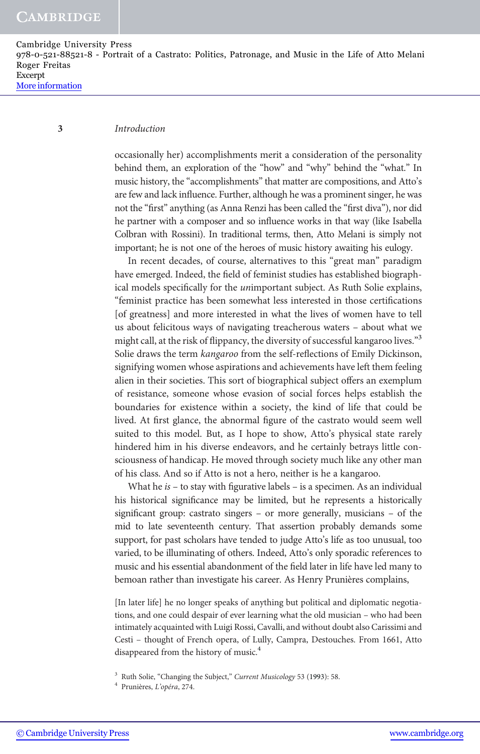occasionally her) accomplishments merit a consideration of the personality behind them, an exploration of the "how" and "why" behind the "what." In music history, the "accomplishments" that matter are compositions, and Atto's are few and lack influence. Further, although he was a prominent singer, he was not the "first" anything (as Anna Renzi has been called the "first diva"), nor did he partner with a composer and so influence works in that way (like Isabella Colbran with Rossini). In traditional terms, then, Atto Melani is simply not important; he is not one of the heroes of music history awaiting his eulogy.

In recent decades, of course, alternatives to this "great man" paradigm have emerged. Indeed, the field of feminist studies has established biographical models specifically for the *un*important subject. As Ruth Solie explains, "feminist practice has been somewhat less interested in those certifications [of greatness] and more interested in what the lives of women have to tell us about felicitous ways of navigating treacherous waters – about what we might call, at the risk of flippancy, the diversity of successful kangaroo lives."[3] Solie draws the term *kangaroo* from the self-reflections of Emily Dickinson, signifying women whose aspirations and achievements have left them feeling alien in their societies. This sort of biographical subject offers an exemplum of resistance, someone whose evasion of social forces helps establish the boundaries for existence within a society, the kind of life that could be lived. At first glance, the abnormal figure of the castrato would seem well suited to this model. But, as I hope to show, Atto's physical state rarely hindered him in his diverse endeavors, and he certainly betrays little consciousness of handicap. He moved through society much like any other man of his class. And so if Atto is not a hero, neither is he a kangaroo.

What he *is* – to stay with figurative labels – is a specimen. As an individual his historical significance may be limited, but he represents a historically significant group: castrato singers – or more generally, musicians – of the mid to late seventeenth century. That assertion probably demands some support, for past scholars have tended to judge Atto's life as too unusual, too varied, to be illuminating of others. Indeed, Atto's only sporadic references to music and his essential abandonment of the field later in life have led many to bemoan rather than investigate his career. As Henry Prunières complains,

> [In later life] he no longer speaks of anything but political and diplomatic negotiations, and one could despair of ever learning what the old musician – who had been intimately acquainted with Luigi Rossi, Cavalli, and without doubt also Carissimi and Cesti – thought of French opera, of Lully, Campra, Destouches. From 1661, Atto disappeared from the history of music.[4]

[3] Ruth Solie, "Changing the Subject," *Current Musicology* 53 (1993): 58.

[4] Prunières, *L'opéra*, 274.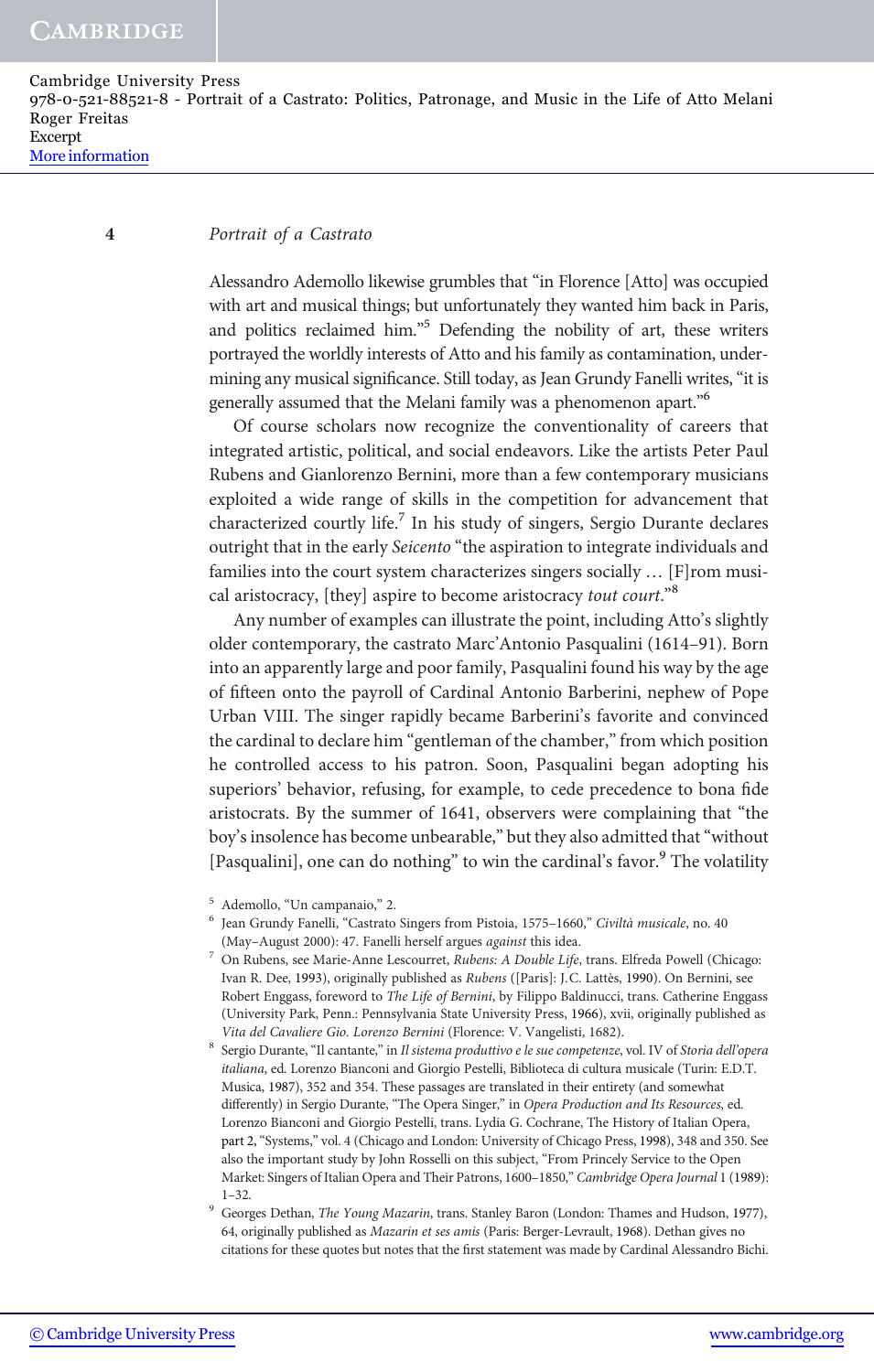Alessandro Ademollo likewise grumbles that "in Florence [Atto] was occupied with art and musical things; but unfortunately they wanted him back in Paris, and politics reclaimed him."[5] Defending the nobility of art, these writers portrayed the worldly interests of Atto and his family as contamination, undermining any musical significance. Still today, as Jean Grundy Fanelli writes, "it is generally assumed that the Melani family was a phenomenon apart."[6]

Of course scholars now recognize the conventionality of careers that integrated artistic, political, and social endeavors. Like the artists Peter Paul Rubens and Gianlorenzo Bernini, more than a few contemporary musicians exploited a wide range of skills in the competition for advancement that characterized courtly life.[7] In his study of singers, Sergio Durante declares outright that in the early *Seicento* "the aspiration to integrate individuals and families into the court system characterizes singers socially … [F]rom musical aristocracy, [they] aspire to become aristocracy *tout court*."[8]

Any number of examples can illustrate the point, including Atto's slightly older contemporary, the castrato Marc'Antonio Pasqualini (1614–91). Born into an apparently large and poor family, Pasqualini found his way by the age of fifteen onto the payroll of Cardinal Antonio Barberini, nephew of Pope Urban VIII. The singer rapidly became Barberini's favorite and convinced the cardinal to declare him "gentleman of the chamber," from which position he controlled access to his patron. Soon, Pasqualini began adopting his superiors' behavior, refusing, for example, to cede precedence to bona fide aristocrats. By the summer of 1641, observers were complaining that "the boy's insolence has become unbearable," but they also admitted that "without [Pasqualini], one can do nothing" to win the cardinal's favor.[9] The volatility

---

[5] Ademollo, "Un campanaio," 2.

[6] Jean Grundy Fanelli, "Castrato Singers from Pistoia, 1575–1660," *Civiltà musicale*, no. 40 (May–August 2000): 47. Fanelli herself argues *against* this idea.

[7] On Rubens, see Marie-Anne Lescourret, *Rubens: A Double Life*, trans. Elfreda Powell (Chicago: Ivan R. Dee, 1993), originally published as *Rubens* ([Paris]: J.C. Lattès, 1990). On Bernini, see Robert Enggass, foreword to *The Life of Bernini*, by Filippo Baldinucci, trans. Catherine Enggass (University Park, Penn.: Pennsylvania State University Press, 1966), xvii, originally published as *Vita del Cavaliere Gio. Lorenzo Bernini* (Florence: V. Vangelisti, 1682).

[8] Sergio Durante, "Il cantante," in *Il sistema produttivo e le sue competenze*, vol. IV of *Storia dell'opera italiana*, ed. Lorenzo Bianconi and Giorgio Pestelli, Biblioteca di cultura musicale (Turin: E.D.T. Musica, 1987), 352 and 354. These passages are translated in their entirety (and somewhat differently) in Sergio Durante, "The Opera Singer," in *Opera Production and Its Resources*, ed. Lorenzo Bianconi and Giorgio Pestelli, trans. Lydia G. Cochrane, The History of Italian Opera, part 2, "Systems," vol. 4 (Chicago and London: University of Chicago Press, 1998), 348 and 350. See also the important study by John Rosselli on this subject, "From Princely Service to the Open Market: Singers of Italian Opera and Their Patrons, 1600–1850," *Cambridge Opera Journal* 1 (1989): 1–32.

[9] Georges Dethan, *The Young Mazarin*, trans. Stanley Baron (London: Thames and Hudson, 1977), 64, originally published as *Mazarin et ses amis* (Paris: Berger-Levrault, 1968). Dethan gives no citations for these quotes but notes that the first statement was made by Cardinal Alessandro Bichi.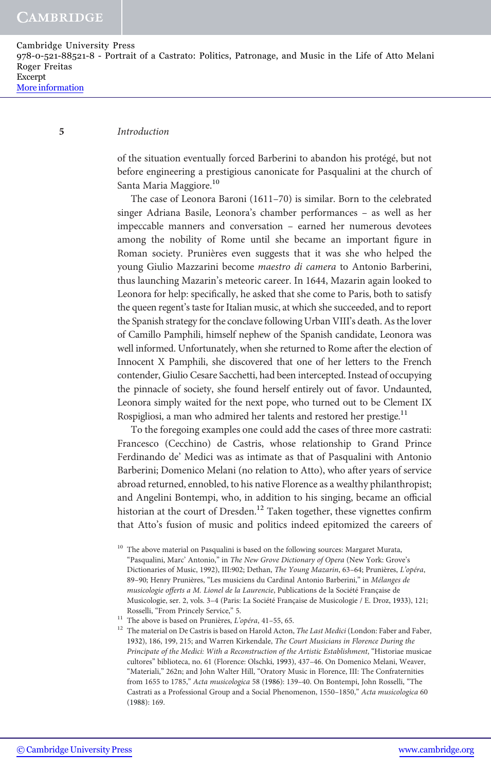of the situation eventually forced Barberini to abandon his protégé, but not before engineering a prestigious canonicate for Pasqualini at the church of Santa Maria Maggiore.[10]

The case of Leonora Baroni (1611–70) is similar. Born to the celebrated singer Adriana Basile, Leonora's chamber performances – as well as her impeccable manners and conversation – earned her numerous devotees among the nobility of Rome until she became an important figure in Roman society. Prunières even suggests that it was she who helped the young Giulio Mazzarini become *maestro di camera* to Antonio Barberini, thus launching Mazarin's meteoric career. In 1644, Mazarin again looked to Leonora for help: specifically, he asked that she come to Paris, both to satisfy the queen regent's taste for Italian music, at which she succeeded, and to report the Spanish strategy for the conclave following Urban VIII's death. As the lover of Camillo Pamphili, himself nephew of the Spanish candidate, Leonora was well informed. Unfortunately, when she returned to Rome after the election of Innocent X Pamphili, she discovered that one of her letters to the French contender, Giulio Cesare Sacchetti, had been intercepted. Instead of occupying the pinnacle of society, she found herself entirely out of favor. Undaunted, Leonora simply waited for the next pope, who turned out to be Clement IX Rospigliosi, a man who admired her talents and restored her prestige.[11]

To the foregoing examples one could add the cases of three more castrati: Francesco (Cecchino) de Castris, whose relationship to Grand Prince Ferdinando de' Medici was as intimate as that of Pasqualini with Antonio Barberini; Domenico Melani (no relation to Atto), who after years of service abroad returned, ennobled, to his native Florence as a wealthy philanthropist; and Angelini Bontempi, who, in addition to his singing, became an official historian at the court of Dresden.[12] Taken together, these vignettes confirm that Atto's fusion of music and politics indeed epitomized the careers of

[10] The above material on Pasqualini is based on the following sources: Margaret Murata, "Pasqualini, Marc' Antonio," in *The New Grove Dictionary of Opera* (New York: Grove's Dictionaries of Music, 1992), III:902; Dethan, *The Young Mazarin*, 63–64; Prunières, *L'opéra*, 89–90; Henry Prunières, "Les musiciens du Cardinal Antonio Barberini," in *Mélanges de musicologie offerts a M. Lionel de la Laurencie*, Publications de la Société Française de Musicologie, ser. 2, vols. 3–4 (Paris: La Société Française de Musicologie / E. Droz, 1933), 121; Rosselli, "From Princely Service," 5.

[11] The above is based on Prunières, *L'opéra*, 41–55, 65.

[12] The material on De Castris is based on Harold Acton, *The Last Medici* (London: Faber and Faber, 1932), 186, 199, 215; and Warren Kirkendale, *The Court Musicians in Florence During the Principate of the Medici: With a Reconstruction of the Artistic Establishment*, "Historiae musicae cultores" biblioteca, no. 61 (Florence: Olschki, 1993), 437–46. On Domenico Melani, Weaver, "Materiali," 262n; and John Walter Hill, "Oratory Music in Florence, III: The Confraternities from 1655 to 1785," *Acta musicologica* 58 (1986): 139–40. On Bontempi, John Rosselli, "The Castrati as a Professional Group and a Social Phenomenon, 1550–1850," *Acta musicologica* 60 (1988): 169.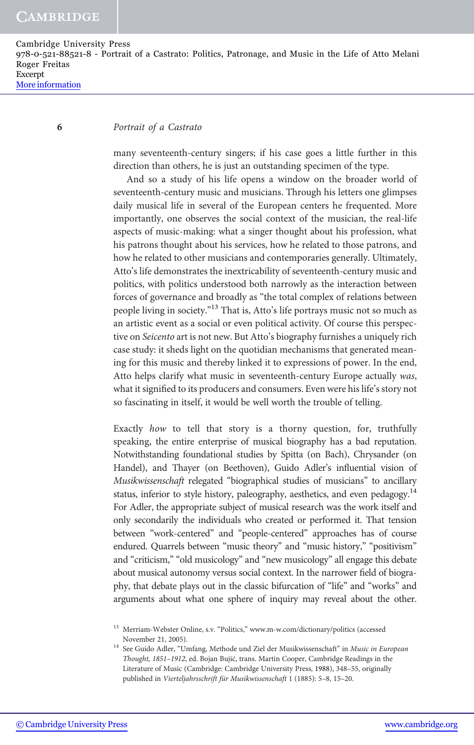many seventeenth-century singers; if his case goes a little further in this direction than others, he is just an outstanding specimen of the type.

And so a study of his life opens a window on the broader world of seventeenth-century music and musicians. Through his letters one glimpses daily musical life in several of the European centers he frequented. More importantly, one observes the social context of the musician, the real-life aspects of music-making: what a singer thought about his profession, what his patrons thought about his services, how he related to those patrons, and how he related to other musicians and contemporaries generally. Ultimately, Atto's life demonstrates the inextricability of seventeenth-century music and politics, with politics understood both narrowly as the interaction between forces of governance and broadly as "the total complex of relations between people living in society."[13] That is, Atto's life portrays music not so much as an artistic event as a social or even political activity. Of course this perspective on *Seicento* art is not new. But Atto's biography furnishes a uniquely rich case study: it sheds light on the quotidian mechanisms that generated meaning for this music and thereby linked it to expressions of power. In the end, Atto helps clarify what music in seventeenth-century Europe actually *was*, what it signified to its producers and consumers. Even were his life's story not so fascinating in itself, it would be well worth the trouble of telling.

Exactly *how* to tell that story is a thorny question, for, truthfully speaking, the entire enterprise of musical biography has a bad reputation. Notwithstanding foundational studies by Spitta (on Bach), Chrysander (on Handel), and Thayer (on Beethoven), Guido Adler's influential vision of *Musikwissenschaft* relegated "biographical studies of musicians" to ancillary status, inferior to style history, paleography, aesthetics, and even pedagogy.[14] For Adler, the appropriate subject of musical research was the work itself and only secondarily the individuals who created or performed it. That tension between "work-centered" and "people-centered" approaches has of course endured. Quarrels between "music theory" and "music history," "positivism" and "criticism," "old musicology" and "new musicology" all engage this debate about musical autonomy versus social context. In the narrower field of biography, that debate plays out in the classic bifurcation of "life" and "works" and arguments about what one sphere of inquiry may reveal about the other.

[13] Merriam-Webster Online, s.v. "Politics," www.m-w.com/dictionary/politics (accessed November 21, 2005).

[14] See Guido Adler, "Umfang, Methode und Ziel der Musikwissenschaft" in *Music in European Thought, 1851–1912*, ed. Bojan Bujić, trans. Martin Cooper, Cambridge Readings in the Literature of Music (Cambridge: Cambridge University Press, 1988), 348–55, originally published in *Vierteljahrsschrift für Musikwissenschaft* 1 (1885): 5–8, 15–20.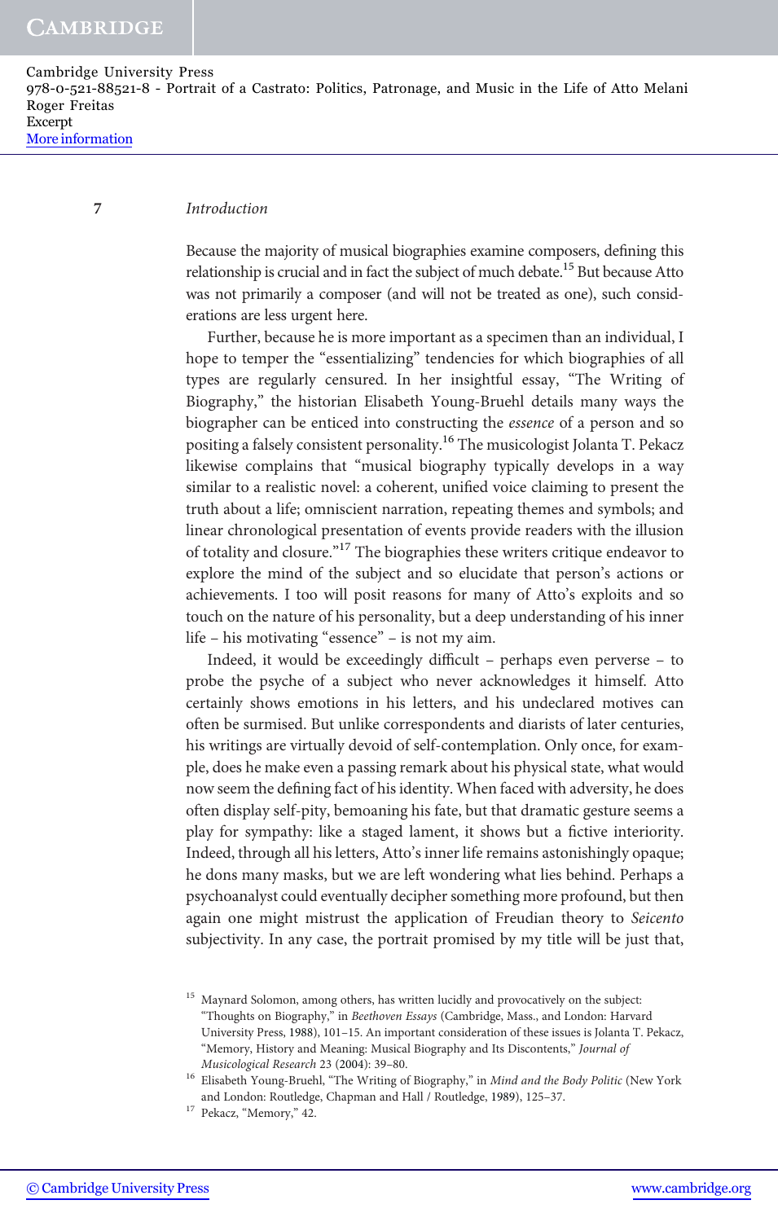Because the majority of musical biographies examine composers, defining this relationship is crucial and in fact the subject of much debate.[15] But because Atto was not primarily a composer (and will not be treated as one), such considerations are less urgent here.

Further, because he is more important as a specimen than an individual, I hope to temper the "essentializing" tendencies for which biographies of all types are regularly censured. In her insightful essay, "The Writing of Biography," the historian Elisabeth Young-Bruehl details many ways the biographer can be enticed into constructing the *essence* of a person and so positing a falsely consistent personality.[16] The musicologist Jolanta T. Pekacz likewise complains that "musical biography typically develops in a way similar to a realistic novel: a coherent, unified voice claiming to present the truth about a life; omniscient narration, repeating themes and symbols; and linear chronological presentation of events provide readers with the illusion of totality and closure."[17] The biographies these writers critique endeavor to explore the mind of the subject and so elucidate that person's actions or achievements. I too will posit reasons for many of Atto's exploits and so touch on the nature of his personality, but a deep understanding of his inner life – his motivating "essence" – is not my aim.

Indeed, it would be exceedingly difficult – perhaps even perverse – to probe the psyche of a subject who never acknowledges it himself. Atto certainly shows emotions in his letters, and his undeclared motives can often be surmised. But unlike correspondents and diarists of later centuries, his writings are virtually devoid of self-contemplation. Only once, for example, does he make even a passing remark about his physical state, what would now seem the defining fact of his identity. When faced with adversity, he does often display self-pity, bemoaning his fate, but that dramatic gesture seems a play for sympathy: like a staged lament, it shows but a fictive interiority. Indeed, through all his letters, Atto's inner life remains astonishingly opaque; he dons many masks, but we are left wondering what lies behind. Perhaps a psychoanalyst could eventually decipher something more profound, but then again one might mistrust the application of Freudian theory to *Seicento* subjectivity. In any case, the portrait promised by my title will be just that,

[15] Maynard Solomon, among others, has written lucidly and provocatively on the subject: "Thoughts on Biography," in *Beethoven Essays* (Cambridge, Mass., and London: Harvard University Press, 1988), 101–15. An important consideration of these issues is Jolanta T. Pekacz, "Memory, History and Meaning: Musical Biography and Its Discontents," *Journal of Musicological Research* 23 (2004): 39–80.

[16] Elisabeth Young-Bruehl, "The Writing of Biography," in *Mind and the Body Politic* (New York and London: Routledge, Chapman and Hall / Routledge, 1989), 125–37.

[17] Pekacz, "Memory," 42.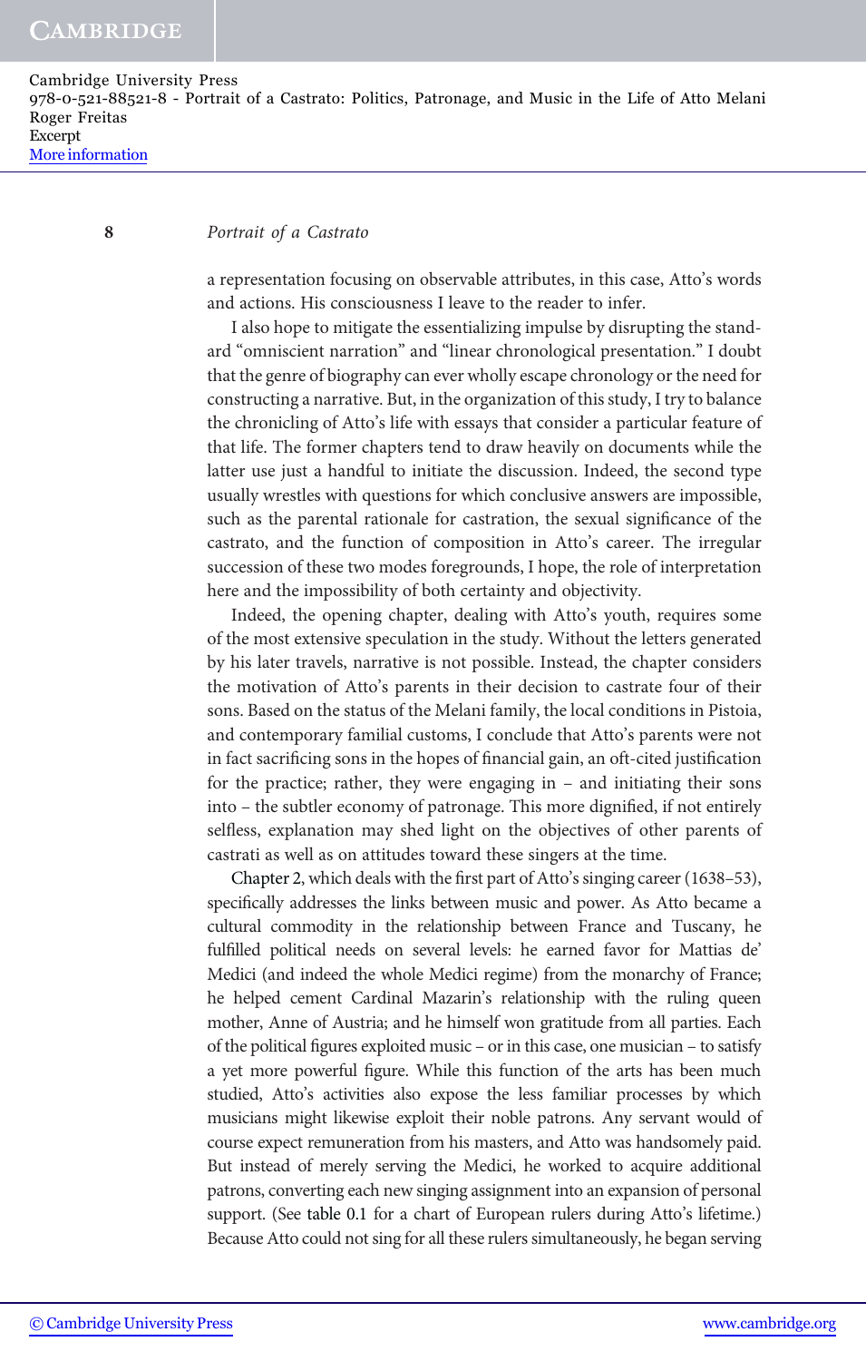a representation focusing on observable attributes, in this case, Atto's words and actions. His consciousness I leave to the reader to infer.

I also hope to mitigate the essentializing impulse by disrupting the standard "omniscient narration" and "linear chronological presentation." I doubt that the genre of biography can ever wholly escape chronology or the need for constructing a narrative. But, in the organization of this study, I try to balance the chronicling of Atto's life with essays that consider a particular feature of that life. The former chapters tend to draw heavily on documents while the latter use just a handful to initiate the discussion. Indeed, the second type usually wrestles with questions for which conclusive answers are impossible, such as the parental rationale for castration, the sexual significance of the castrato, and the function of composition in Atto's career. The irregular succession of these two modes foregrounds, I hope, the role of interpretation here and the impossibility of both certainty and objectivity.

Indeed, the opening chapter, dealing with Atto's youth, requires some of the most extensive speculation in the study. Without the letters generated by his later travels, narrative is not possible. Instead, the chapter considers the motivation of Atto's parents in their decision to castrate four of their sons. Based on the status of the Melani family, the local conditions in Pistoia, and contemporary familial customs, I conclude that Atto's parents were not in fact sacrificing sons in the hopes of financial gain, an oft-cited justification for the practice; rather, they were engaging in – and initiating their sons into – the subtler economy of patronage. This more dignified, if not entirely selfless, explanation may shed light on the objectives of other parents of castrati as well as on attitudes toward these singers at the time.

Chapter 2, which deals with the first part of Atto's singing career (1638–53), specifically addresses the links between music and power. As Atto became a cultural commodity in the relationship between France and Tuscany, he fulfilled political needs on several levels: he earned favor for Mattias de' Medici (and indeed the whole Medici regime) from the monarchy of France; he helped cement Cardinal Mazarin's relationship with the ruling queen mother, Anne of Austria; and he himself won gratitude from all parties. Each of the political figures exploited music – or in this case, one musician – to satisfy a yet more powerful figure. While this function of the arts has been much studied, Atto's activities also expose the less familiar processes by which musicians might likewise exploit their noble patrons. Any servant would of course expect remuneration from his masters, and Atto was handsomely paid. But instead of merely serving the Medici, he worked to acquire additional patrons, converting each new singing assignment into an expansion of personal support. (See table 0.1 for a chart of European rulers during Atto's lifetime.) Because Atto could not sing for all these rulers simultaneously, he began serving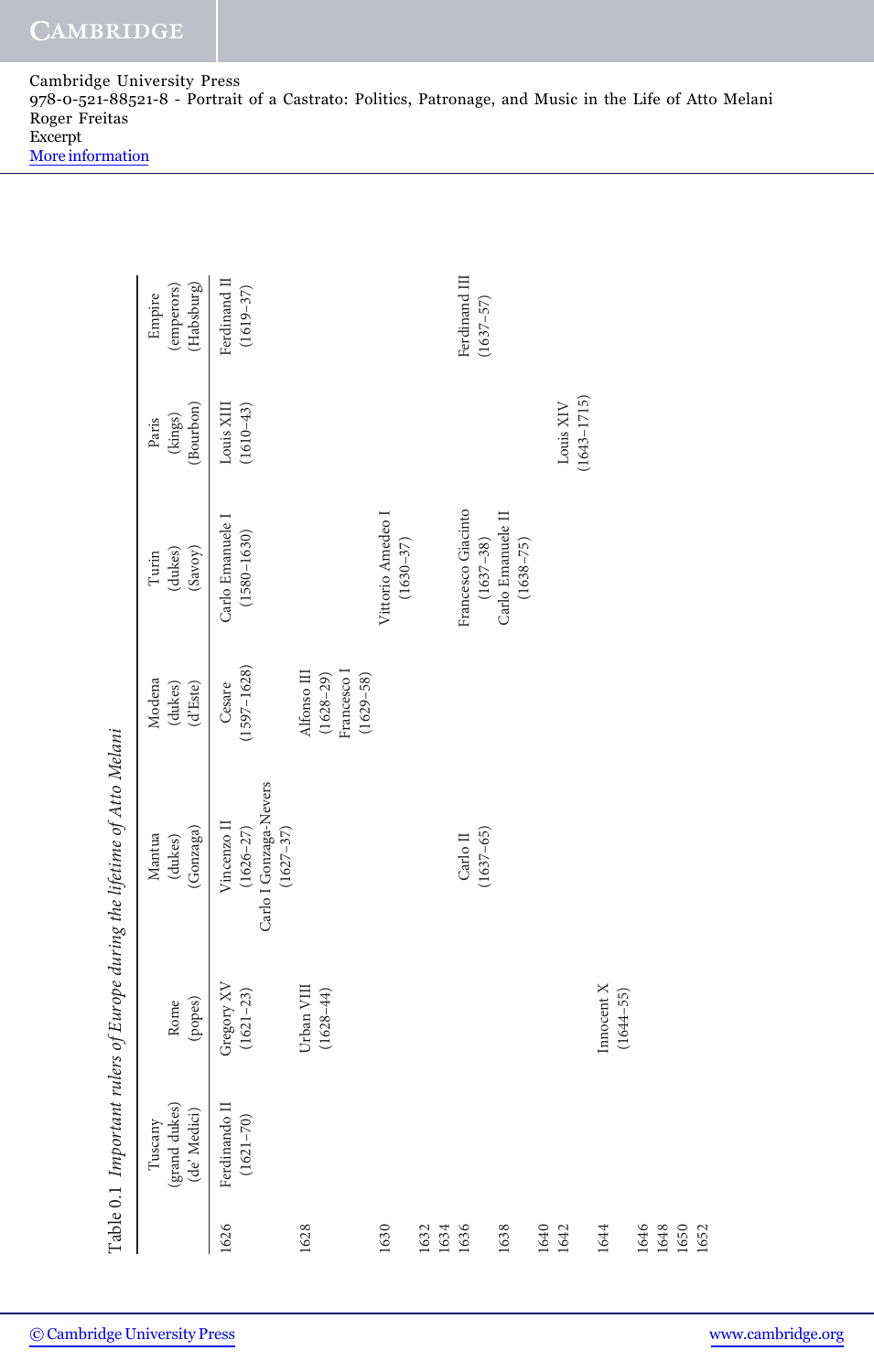Table 0.1 *Important rulers of Europe during the lifetime of Atto Melani*

| | Tuscany (grand dukes) (de' Medici) | Rome (popes) | Mantua (dukes) (Gonzaga) | Modena (dukes) (d'Este) | Turin (dukes) (Savoy) | Paris (kings) (Bourbon) | Empire (emperors) (Habsburg) |
|---|---|---|---|---|---|---|---|
| 1626 | Ferdinando II (1621–70) | Gregory XV (1621–23) | Vincenzo II (1626–27) Carlo I Gonzaga-Nevers (1627–37) | Cesare (1597–1628) | Carlo Emanuele I (1580–1630) | Louis XIII (1610–43) | Ferdinand II (1619–37) |
| 1628 | | Urban VIII (1628–44) | | Alfonso III (1628–29) Francesco I (1629–58) | | | |
| 1630 | | | | | Vittorio Amedeo I (1630–37) | | |
| 1632 | | | | | | | |
| 1634 | | | | | | | |
| 1636 | | | Carlo II (1637–65) | | Francesco Giacinto (1637–38) | | Ferdinand III (1637–57) |
| 1638 | | | | | Carlo Emanuele II (1638–75) | | |
| 1640 | | | | | | | |
| 1642 | | | | | | Louis XIV (1643–1715) | |
| 1644 | | Innocent X (1644–55) | | | | | |
| 1646 | | | | | | | |
| 1648 | | | | | | | |
| 1650 | | | | | | | |
| 1652 | | | | | | | |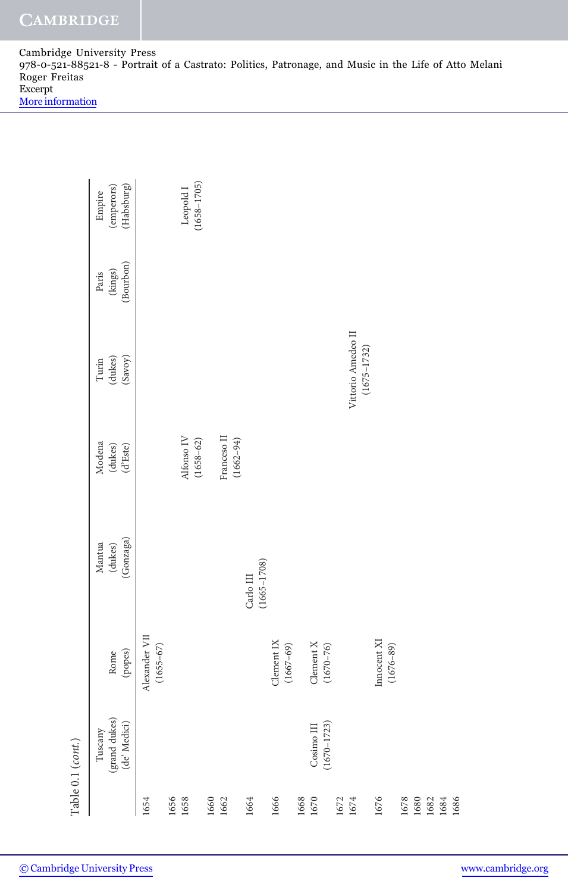Table 0.1 (*cont.*)

| | Tuscany (grand dukes) (de' Medici) | Rome (popes) | Mantua (dukes) (Gonzaga) | Modena (dukes) (d'Este) | Turin (dukes) (Savoy) | Paris (kings) (Bourbon) | Empire (emperors) (Habsburg) |
|---|---|---|---|---|---|---|---|
| 1654 | | Alexander VII (1655–67) | | | | | |
| 1656 | | | | | | | |
| 1658 | | | | Alfonso IV (1658–62) | | | Leopold I (1658–1705) |
| 1660 | | | | | | | |
| 1662 | | | | Franceso II (1662–94) | | | |
| 1664 | | | Carlo III (1665–1708) | | | | |
| 1666 | | Clement IX (1667–69) | | | | | |
| 1668 | | | | | | | |
| 1670 | Cosimo III (1670–1723) | Clement X (1670–76) | | | | | |
| 1672 | | | | | | | |
| 1674 | | | | | Vittorio Amedeo II (1675–1732) | | |
| 1676 | | Innocent XI (1676–89) | | | | | |
| 1678 | | | | | | | |
| 1680 | | | | | | | |
| 1682 | | | | | | | |
| 1684 | | | | | | | |
| 1686 | | | | | | | |